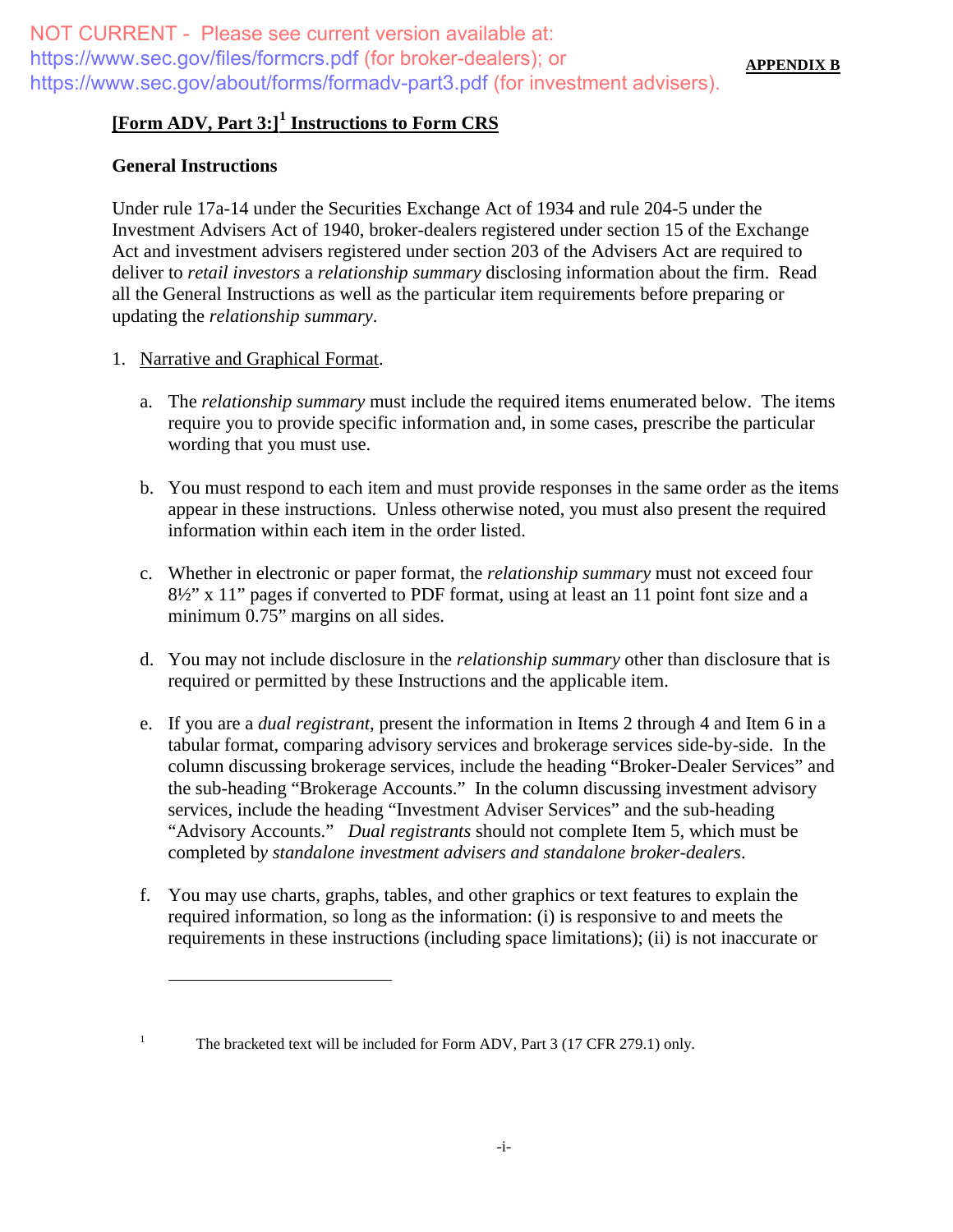NOT CURRENT - Please see current version available at:
https://www.sec.gov/files/formcrs.pdf (for broker-dealers); or
https://www.sec.gov/about/forms/formadv-part3.pdf (for investment advisers).

**APPENDIX B**

## [Form ADV, Part 3:][1] Instructions to Form CRS

### General Instructions

Under rule 17a-14 under the Securities Exchange Act of 1934 and rule 204-5 under the Investment Advisers Act of 1940, broker-dealers registered under section 15 of the Exchange Act and investment advisers registered under section 203 of the Advisers Act are required to deliver to *retail investors* a *relationship summary* disclosing information about the firm. Read all the General Instructions as well as the particular item requirements before preparing or updating the *relationship summary*.

1. Narrative and Graphical Format.

   a. The *relationship summary* must include the required items enumerated below. The items require you to provide specific information and, in some cases, prescribe the particular wording that you must use.

   b. You must respond to each item and must provide responses in the same order as the items appear in these instructions. Unless otherwise noted, you must also present the required information within each item in the order listed.

   c. Whether in electronic or paper format, the *relationship summary* must not exceed four 8½" x 11" pages if converted to PDF format, using at least an 11 point font size and a minimum 0.75" margins on all sides.

   d. You may not include disclosure in the *relationship summary* other than disclosure that is required or permitted by these Instructions and the applicable item.

   e. If you are a *dual registrant*, present the information in Items 2 through 4 and Item 6 in a tabular format, comparing advisory services and brokerage services side-by-side. In the column discussing brokerage services, include the heading "Broker-Dealer Services" and the sub-heading "Brokerage Accounts." In the column discussing investment advisory services, include the heading "Investment Adviser Services" and the sub-heading "Advisory Accounts." *Dual registrants* should not complete Item 5, which must be completed by *standalone investment advisers and standalone broker-dealers*.

   f. You may use charts, graphs, tables, and other graphics or text features to explain the required information, so long as the information: (i) is responsive to and meets the requirements in these instructions (including space limitations); (ii) is not inaccurate or

---

[1] The bracketed text will be included for Form ADV, Part 3 (17 CFR 279.1) only.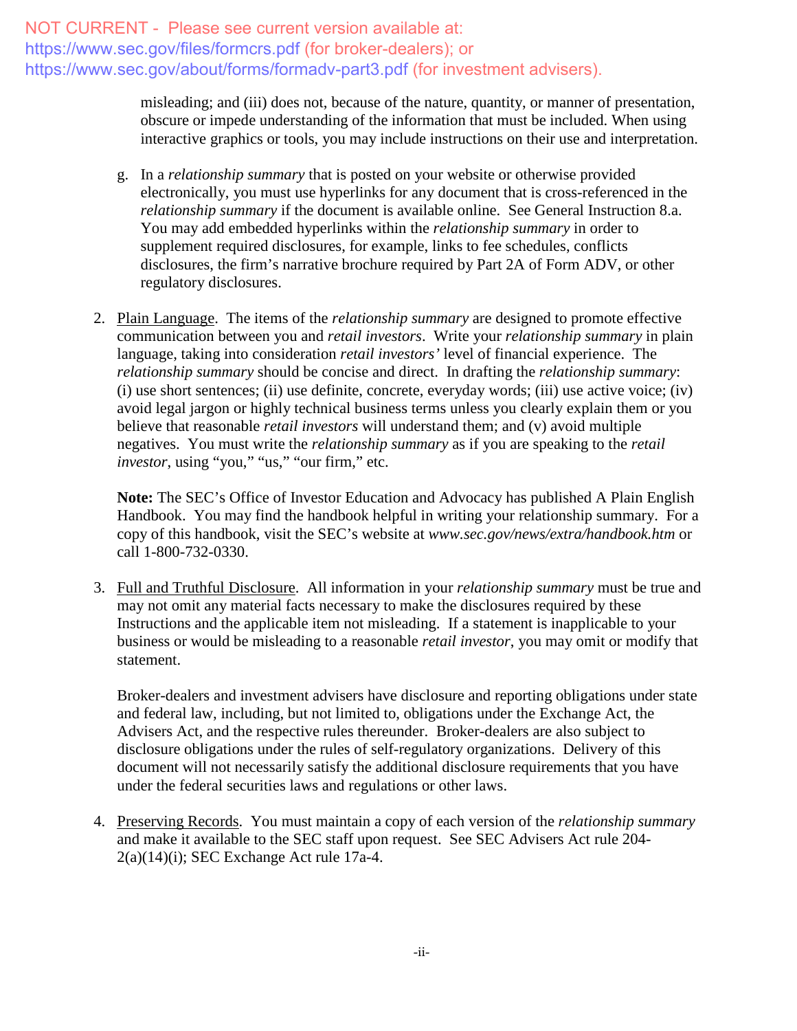NOT CURRENT - Please see current version available at: https://www.sec.gov/files/formcrs.pdf (for broker-dealers); or https://www.sec.gov/about/forms/formadv-part3.pdf (for investment advisers).

misleading; and (iii) does not, because of the nature, quantity, or manner of presentation, obscure or impede understanding of the information that must be included. When using interactive graphics or tools, you may include instructions on their use and interpretation.

g. In a *relationship summary* that is posted on your website or otherwise provided electronically, you must use hyperlinks for any document that is cross-referenced in the *relationship summary* if the document is available online. See General Instruction 8.a. You may add embedded hyperlinks within the *relationship summary* in order to supplement required disclosures, for example, links to fee schedules, conflicts disclosures, the firm's narrative brochure required by Part 2A of Form ADV, or other regulatory disclosures.

2. Plain Language. The items of the *relationship summary* are designed to promote effective communication between you and *retail investors*. Write your *relationship summary* in plain language, taking into consideration *retail investors'* level of financial experience. The *relationship summary* should be concise and direct. In drafting the *relationship summary*: (i) use short sentences; (ii) use definite, concrete, everyday words; (iii) use active voice; (iv) avoid legal jargon or highly technical business terms unless you clearly explain them or you believe that reasonable *retail investors* will understand them; and (v) avoid multiple negatives. You must write the *relationship summary* as if you are speaking to the *retail investor*, using "you," "us," "our firm," etc.

   **Note:** The SEC's Office of Investor Education and Advocacy has published A Plain English Handbook. You may find the handbook helpful in writing your relationship summary. For a copy of this handbook, visit the SEC's website at *www.sec.gov/news/extra/handbook.htm* or call 1-800-732-0330.

3. Full and Truthful Disclosure. All information in your *relationship summary* must be true and may not omit any material facts necessary to make the disclosures required by these Instructions and the applicable item not misleading. If a statement is inapplicable to your business or would be misleading to a reasonable *retail investor*, you may omit or modify that statement.

   Broker-dealers and investment advisers have disclosure and reporting obligations under state and federal law, including, but not limited to, obligations under the Exchange Act, the Advisers Act, and the respective rules thereunder. Broker-dealers are also subject to disclosure obligations under the rules of self-regulatory organizations. Delivery of this document will not necessarily satisfy the additional disclosure requirements that you have under the federal securities laws and regulations or other laws.

4. Preserving Records. You must maintain a copy of each version of the *relationship summary* and make it available to the SEC staff upon request. See SEC Advisers Act rule 204-2(a)(14)(i); SEC Exchange Act rule 17a-4.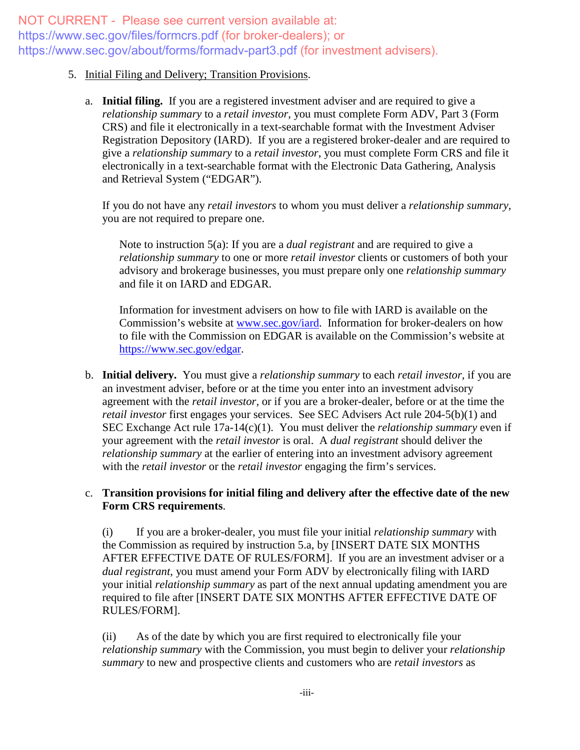NOT CURRENT - Please see current version available at: https://www.sec.gov/files/formcrs.pdf (for broker-dealers); or https://www.sec.gov/about/forms/formadv-part3.pdf (for investment advisers).

5. Initial Filing and Delivery; Transition Provisions.

   a. **Initial filing.** If you are a registered investment adviser and are required to give a *relationship summary* to a *retail investor*, you must complete Form ADV, Part 3 (Form CRS) and file it electronically in a text-searchable format with the Investment Adviser Registration Depository (IARD). If you are a registered broker-dealer and are required to give a *relationship summary* to a *retail investor*, you must complete Form CRS and file it electronically in a text-searchable format with the Electronic Data Gathering, Analysis and Retrieval System ("EDGAR").

      If you do not have any *retail investors* to whom you must deliver a *relationship summary*, you are not required to prepare one.

      > Note to instruction 5(a): If you are a *dual registrant* and are required to give a *relationship summary* to one or more *retail investor* clients or customers of both your advisory and brokerage businesses, you must prepare only one *relationship summary* and file it on IARD and EDGAR.
      >
      > Information for investment advisers on how to file with IARD is available on the Commission's website at www.sec.gov/iard. Information for broker-dealers on how to file with the Commission on EDGAR is available on the Commission's website at https://www.sec.gov/edgar.

   b. **Initial delivery.** You must give a *relationship summary* to each *retail investor*, if you are an investment adviser, before or at the time you enter into an investment advisory agreement with the *retail investor*, or if you are a broker-dealer, before or at the time the *retail investor* first engages your services. See SEC Advisers Act rule 204-5(b)(1) and SEC Exchange Act rule 17a-14(c)(1). You must deliver the *relationship summary* even if your agreement with the *retail investor* is oral. A *dual registrant* should deliver the *relationship summary* at the earlier of entering into an investment advisory agreement with the *retail investor* or the *retail investor* engaging the firm's services.

   c. **Transition provisions for initial filing and delivery after the effective date of the new Form CRS requirements**.

      (i) If you are a broker-dealer, you must file your initial *relationship summary* with the Commission as required by instruction 5.a, by [INSERT DATE SIX MONTHS AFTER EFFECTIVE DATE OF RULES/FORM]. If you are an investment adviser or a *dual registrant*, you must amend your Form ADV by electronically filing with IARD your initial *relationship summary* as part of the next annual updating amendment you are required to file after [INSERT DATE SIX MONTHS AFTER EFFECTIVE DATE OF RULES/FORM].

      (ii) As of the date by which you are first required to electronically file your *relationship summary* with the Commission, you must begin to deliver your *relationship summary* to new and prospective clients and customers who are *retail investors* as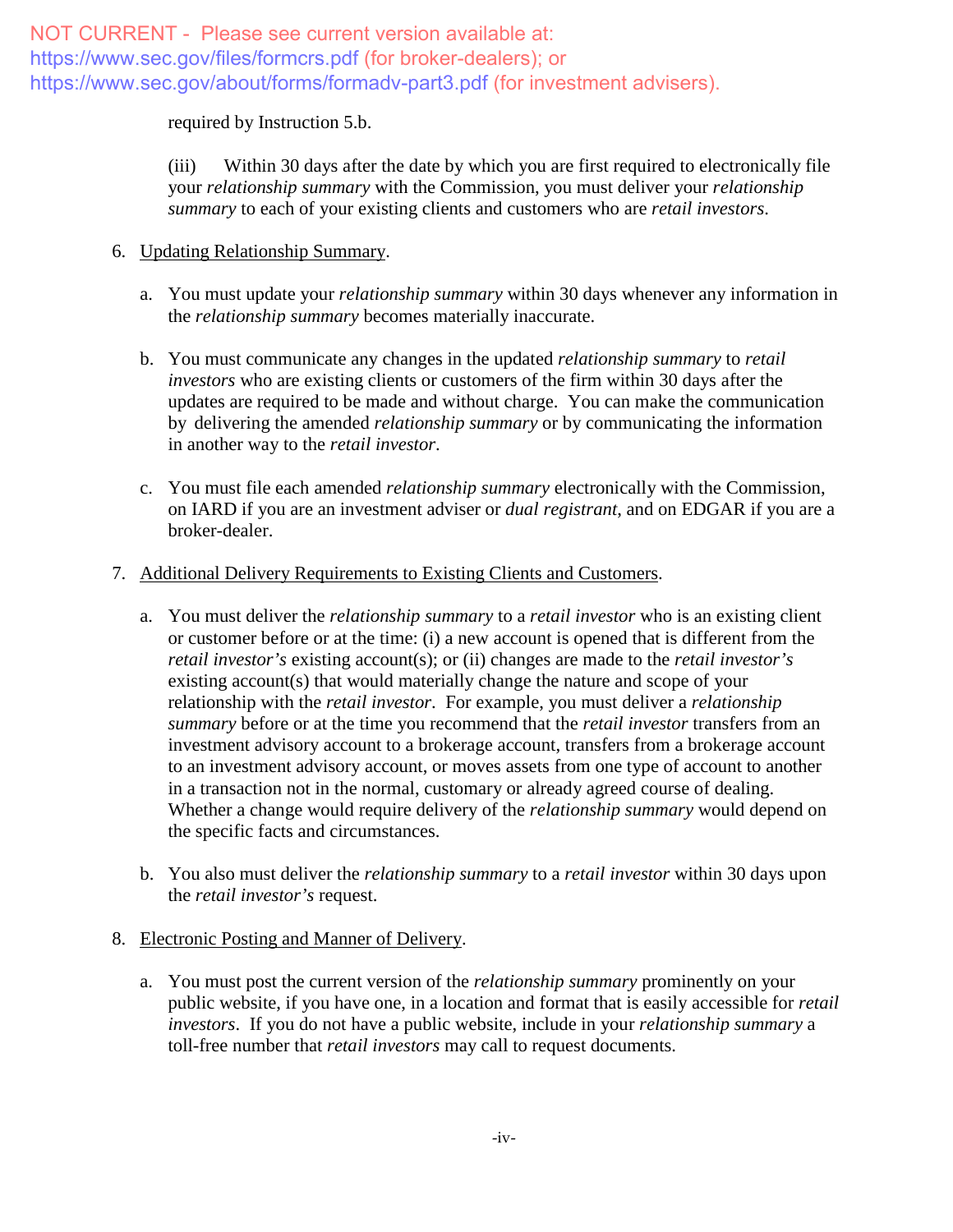NOT CURRENT - Please see current version available at: https://www.sec.gov/files/formcrs.pdf (for broker-dealers); or https://www.sec.gov/about/forms/formadv-part3.pdf (for investment advisers).

required by Instruction 5.b.

(iii) Within 30 days after the date by which you are first required to electronically file your *relationship summary* with the Commission, you must deliver your *relationship summary* to each of your existing clients and customers who are *retail investors*.

6. Updating Relationship Summary.

   a. You must update your *relationship summary* within 30 days whenever any information in the *relationship summary* becomes materially inaccurate.

   b. You must communicate any changes in the updated *relationship summary* to *retail investors* who are existing clients or customers of the firm within 30 days after the updates are required to be made and without charge. You can make the communication by delivering the amended *relationship summary* or by communicating the information in another way to the *retail investor*.

   c. You must file each amended *relationship summary* electronically with the Commission, on IARD if you are an investment adviser or *dual registrant*, and on EDGAR if you are a broker-dealer.

7. Additional Delivery Requirements to Existing Clients and Customers.

   a. You must deliver the *relationship summary* to a *retail investor* who is an existing client or customer before or at the time: (i) a new account is opened that is different from the *retail investor's* existing account(s); or (ii) changes are made to the *retail investor's* existing account(s) that would materially change the nature and scope of your relationship with the *retail investor*. For example, you must deliver a *relationship summary* before or at the time you recommend that the *retail investor* transfers from an investment advisory account to a brokerage account, transfers from a brokerage account to an investment advisory account, or moves assets from one type of account to another in a transaction not in the normal, customary or already agreed course of dealing. Whether a change would require delivery of the *relationship summary* would depend on the specific facts and circumstances.

   b. You also must deliver the *relationship summary* to a *retail investor* within 30 days upon the *retail investor's* request.

8. Electronic Posting and Manner of Delivery.

   a. You must post the current version of the *relationship summary* prominently on your public website, if you have one, in a location and format that is easily accessible for *retail investors*. If you do not have a public website, include in your *relationship summary* a toll-free number that *retail investors* may call to request documents.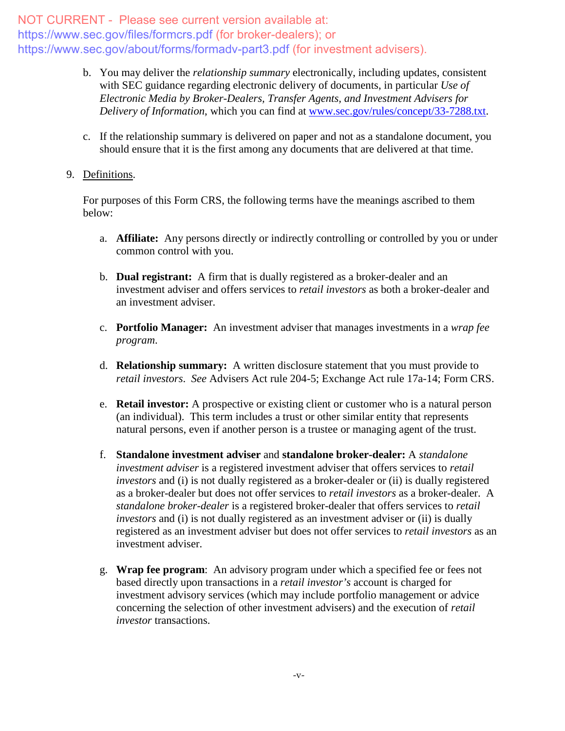NOT CURRENT - Please see current version available at:
https://www.sec.gov/files/formcrs.pdf (for broker-dealers); or
https://www.sec.gov/about/forms/formadv-part3.pdf (for investment advisers).

b. You may deliver the *relationship summary* electronically, including updates, consistent with SEC guidance regarding electronic delivery of documents, in particular *Use of Electronic Media by Broker-Dealers, Transfer Agents, and Investment Advisers for Delivery of Information*, which you can find at [www.sec.gov/rules/concept/33-7288.txt](www.sec.gov/rules/concept/33-7288.txt).

c. If the relationship summary is delivered on paper and not as a standalone document, you should ensure that it is the first among any documents that are delivered at that time.

9. Definitions.

For purposes of this Form CRS, the following terms have the meanings ascribed to them below:

a. **Affiliate:** Any persons directly or indirectly controlling or controlled by you or under common control with you.

b. **Dual registrant:** A firm that is dually registered as a broker-dealer and an investment adviser and offers services to *retail investors* as both a broker-dealer and an investment adviser.

c. **Portfolio Manager:** An investment adviser that manages investments in a *wrap fee program*.

d. **Relationship summary:** A written disclosure statement that you must provide to *retail investors*. *See* Advisers Act rule 204-5; Exchange Act rule 17a-14; Form CRS.

e. **Retail investor:** A prospective or existing client or customer who is a natural person (an individual). This term includes a trust or other similar entity that represents natural persons, even if another person is a trustee or managing agent of the trust.

f. **Standalone investment adviser** and **standalone broker-dealer:** A *standalone investment adviser* is a registered investment adviser that offers services to *retail investors* and (i) is not dually registered as a broker-dealer or (ii) is dually registered as a broker-dealer but does not offer services to *retail investors* as a broker-dealer. A *standalone broker-dealer* is a registered broker-dealer that offers services to *retail investors* and (i) is not dually registered as an investment adviser or (ii) is dually registered as an investment adviser but does not offer services to *retail investors* as an investment adviser.

g. **Wrap fee program**: An advisory program under which a specified fee or fees not based directly upon transactions in a *retail investor's* account is charged for investment advisory services (which may include portfolio management or advice concerning the selection of other investment advisers) and the execution of *retail investor* transactions.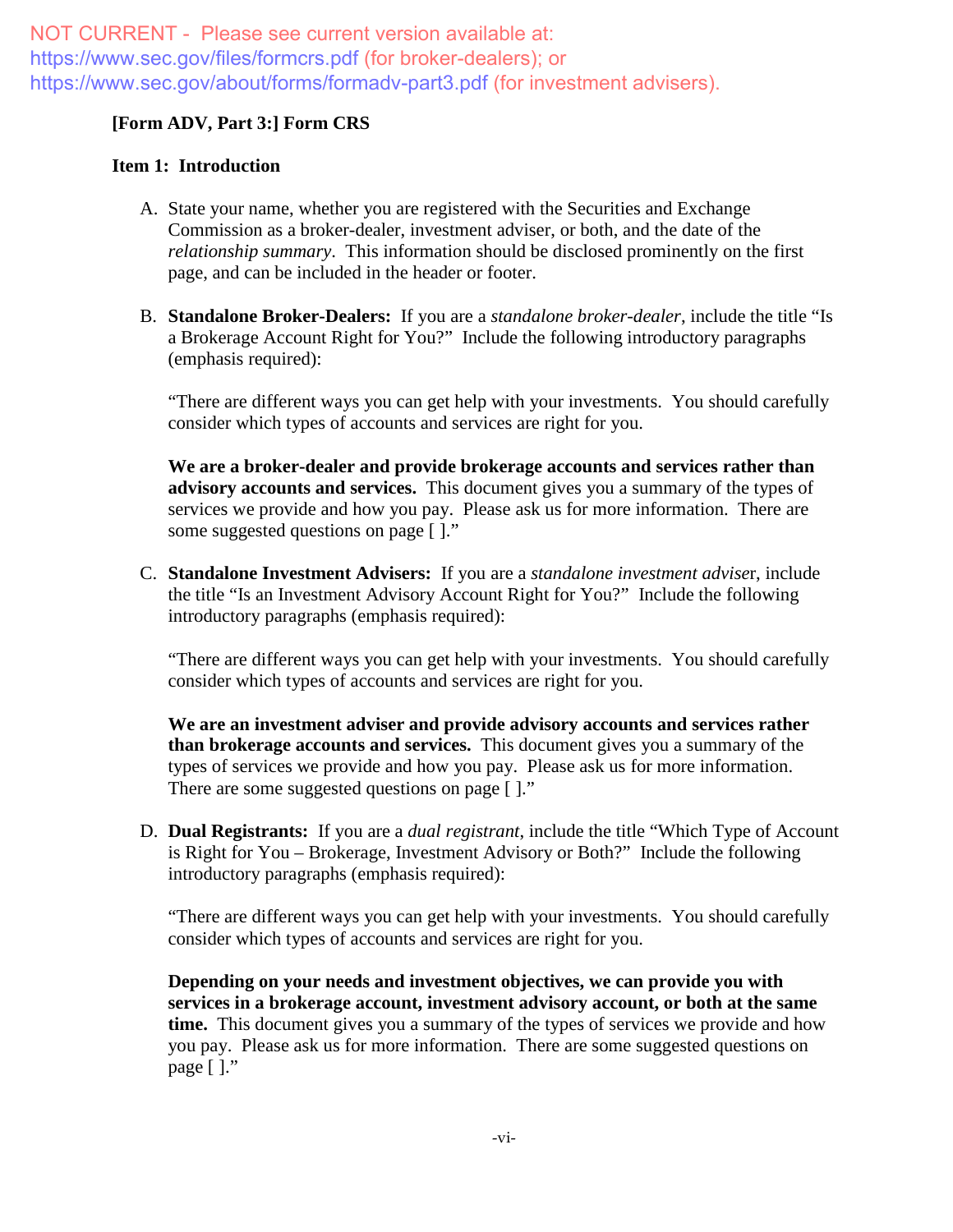NOT CURRENT - Please see current version available at: https://www.sec.gov/files/formcrs.pdf (for broker-dealers); or https://www.sec.gov/about/forms/formadv-part3.pdf (for investment advisers).

**[Form ADV, Part 3:] Form CRS**

**Item 1: Introduction**

A. State your name, whether you are registered with the Securities and Exchange Commission as a broker-dealer, investment adviser, or both, and the date of the *relationship summary*. This information should be disclosed prominently on the first page, and can be included in the header or footer.

B. **Standalone Broker-Dealers:** If you are a *standalone broker-dealer*, include the title "Is a Brokerage Account Right for You?" Include the following introductory paragraphs (emphasis required):

   "There are different ways you can get help with your investments. You should carefully consider which types of accounts and services are right for you.

   **We are a broker-dealer and provide brokerage accounts and services rather than advisory accounts and services.** This document gives you a summary of the types of services we provide and how you pay. Please ask us for more information. There are some suggested questions on page [ ]."

C. **Standalone Investment Advisers:** If you are a *standalone investment adviser*, include the title "Is an Investment Advisory Account Right for You?" Include the following introductory paragraphs (emphasis required):

   "There are different ways you can get help with your investments. You should carefully consider which types of accounts and services are right for you.

   **We are an investment adviser and provide advisory accounts and services rather than brokerage accounts and services.** This document gives you a summary of the types of services we provide and how you pay. Please ask us for more information. There are some suggested questions on page [ ]."

D. **Dual Registrants:** If you are a *dual registrant*, include the title "Which Type of Account is Right for You – Brokerage, Investment Advisory or Both?" Include the following introductory paragraphs (emphasis required):

   "There are different ways you can get help with your investments. You should carefully consider which types of accounts and services are right for you.

   **Depending on your needs and investment objectives, we can provide you with services in a brokerage account, investment advisory account, or both at the same time.** This document gives you a summary of the types of services we provide and how you pay. Please ask us for more information. There are some suggested questions on page [ ]."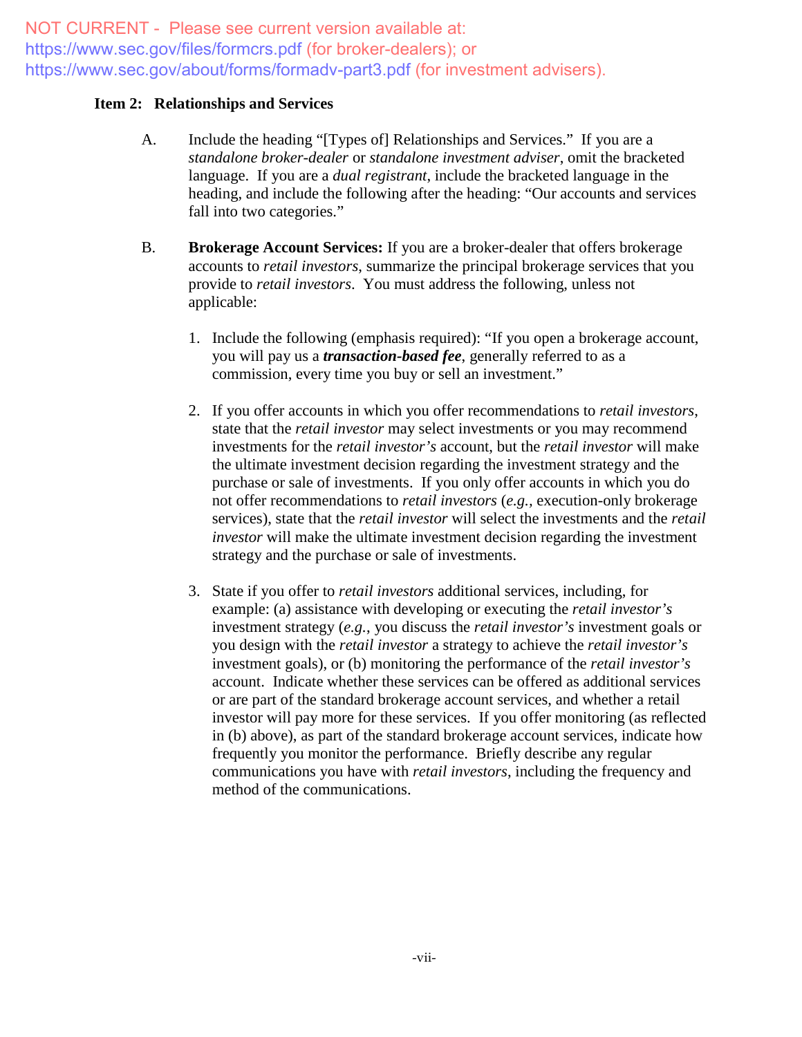NOT CURRENT - Please see current version available at:
https://www.sec.gov/files/formcrs.pdf (for broker-dealers); or
https://www.sec.gov/about/forms/formadv-part3.pdf (for investment advisers).

**Item 2: Relationships and Services**

A. Include the heading "[Types of] Relationships and Services." If you are a *standalone broker-dealer* or *standalone investment adviser*, omit the bracketed language. If you are a *dual registrant*, include the bracketed language in the heading, and include the following after the heading: "Our accounts and services fall into two categories."

B. **Brokerage Account Services:** If you are a broker-dealer that offers brokerage accounts to *retail investors*, summarize the principal brokerage services that you provide to *retail investors*. You must address the following, unless not applicable:

1. Include the following (emphasis required): "If you open a brokerage account, you will pay us a ***transaction-based fee***, generally referred to as a commission, every time you buy or sell an investment."

2. If you offer accounts in which you offer recommendations to *retail investors*, state that the *retail investor* may select investments or you may recommend investments for the *retail investor's* account, but the *retail investor* will make the ultimate investment decision regarding the investment strategy and the purchase or sale of investments. If you only offer accounts in which you do not offer recommendations to *retail investors* (*e.g.*, execution-only brokerage services), state that the *retail investor* will select the investments and the *retail investor* will make the ultimate investment decision regarding the investment strategy and the purchase or sale of investments.

3. State if you offer to *retail investors* additional services, including, for example: (a) assistance with developing or executing the *retail investor's* investment strategy (*e.g.*, you discuss the *retail investor's* investment goals or you design with the *retail investor* a strategy to achieve the *retail investor's* investment goals), or (b) monitoring the performance of the *retail investor's* account. Indicate whether these services can be offered as additional services or are part of the standard brokerage account services, and whether a retail investor will pay more for these services. If you offer monitoring (as reflected in (b) above), as part of the standard brokerage account services, indicate how frequently you monitor the performance. Briefly describe any regular communications you have with *retail investors*, including the frequency and method of the communications.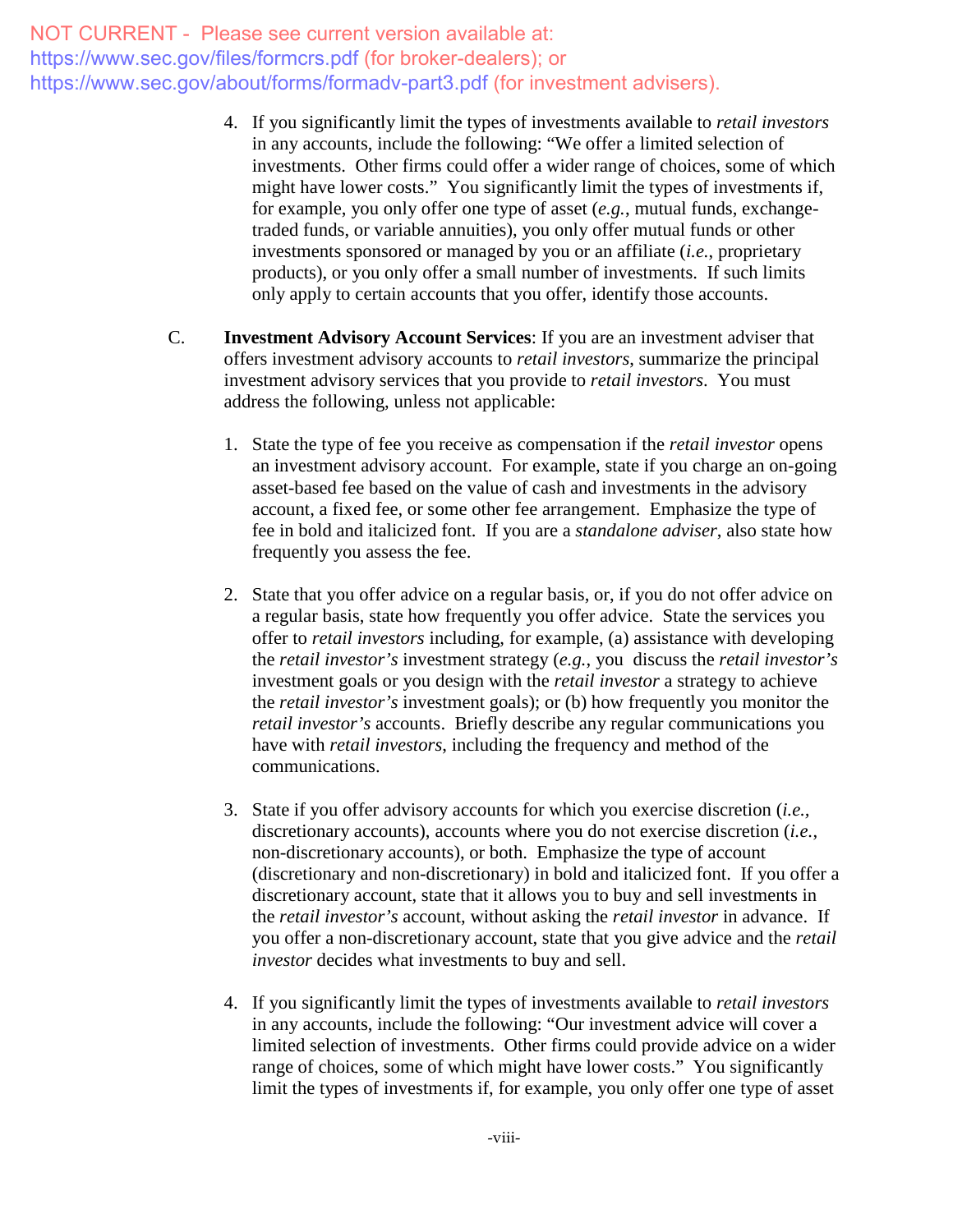NOT CURRENT - Please see current version available at: https://www.sec.gov/files/formcrs.pdf (for broker-dealers); or https://www.sec.gov/about/forms/formadv-part3.pdf (for investment advisers).

4. If you significantly limit the types of investments available to *retail investors* in any accounts, include the following: "We offer a limited selection of investments. Other firms could offer a wider range of choices, some of which might have lower costs." You significantly limit the types of investments if, for example, you only offer one type of asset (*e.g.*, mutual funds, exchange-traded funds, or variable annuities), you only offer mutual funds or other investments sponsored or managed by you or an affiliate (*i.e.*, proprietary products), or you only offer a small number of investments. If such limits only apply to certain accounts that you offer, identify those accounts.

C. **Investment Advisory Account Services**: If you are an investment adviser that offers investment advisory accounts to *retail investors*, summarize the principal investment advisory services that you provide to *retail investors*. You must address the following, unless not applicable:

1. State the type of fee you receive as compensation if the *retail investor* opens an investment advisory account. For example, state if you charge an on-going asset-based fee based on the value of cash and investments in the advisory account, a fixed fee, or some other fee arrangement. Emphasize the type of fee in bold and italicized font. If you are a *standalone adviser*, also state how frequently you assess the fee.

2. State that you offer advice on a regular basis, or, if you do not offer advice on a regular basis, state how frequently you offer advice. State the services you offer to *retail investors* including, for example, (a) assistance with developing the *retail investor's* investment strategy (*e.g.*, you discuss the *retail investor's* investment goals or you design with the *retail investor* a strategy to achieve the *retail investor's* investment goals); or (b) how frequently you monitor the *retail investor's* accounts. Briefly describe any regular communications you have with *retail investors*, including the frequency and method of the communications.

3. State if you offer advisory accounts for which you exercise discretion (*i.e.*, discretionary accounts), accounts where you do not exercise discretion (*i.e.*, non-discretionary accounts), or both. Emphasize the type of account (discretionary and non-discretionary) in bold and italicized font. If you offer a discretionary account, state that it allows you to buy and sell investments in the *retail investor's* account, without asking the *retail investor* in advance. If you offer a non-discretionary account, state that you give advice and the *retail investor* decides what investments to buy and sell.

4. If you significantly limit the types of investments available to *retail investors* in any accounts, include the following: "Our investment advice will cover a limited selection of investments. Other firms could provide advice on a wider range of choices, some of which might have lower costs." You significantly limit the types of investments if, for example, you only offer one type of asset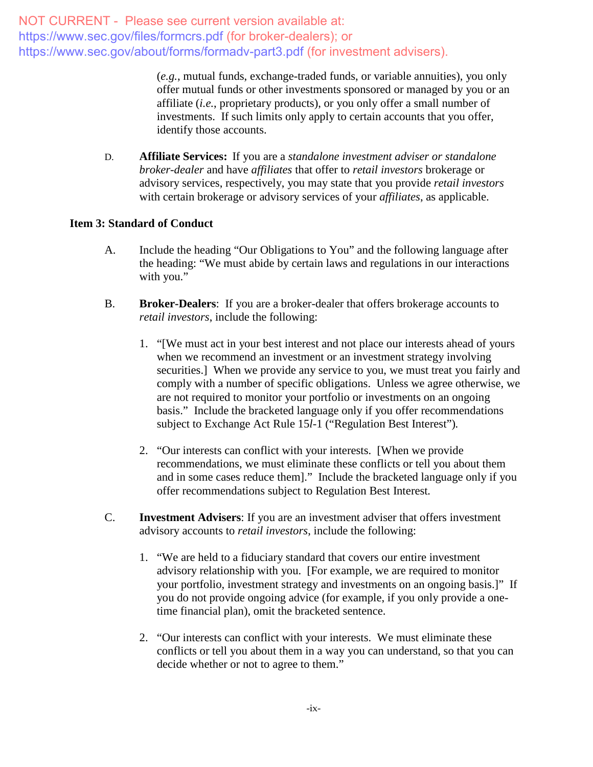NOT CURRENT - Please see current version available at: https://www.sec.gov/files/formcrs.pdf (for broker-dealers); or https://www.sec.gov/about/forms/formadv-part3.pdf (for investment advisers).

(*e.g.*, mutual funds, exchange-traded funds, or variable annuities), you only offer mutual funds or other investments sponsored or managed by you or an affiliate (*i.e.*, proprietary products), or you only offer a small number of investments. If such limits only apply to certain accounts that you offer, identify those accounts.

D. **Affiliate Services:** If you are a *standalone investment adviser or standalone broker-dealer* and have *affiliates* that offer to *retail investors* brokerage or advisory services, respectively, you may state that you provide *retail investors* with certain brokerage or advisory services of your *affiliates*, as applicable.

### Item 3: Standard of Conduct

A. Include the heading "Our Obligations to You" and the following language after the heading: "We must abide by certain laws and regulations in our interactions with you."

B. **Broker-Dealers**: If you are a broker-dealer that offers brokerage accounts to *retail investors*, include the following:

1. "[We must act in your best interest and not place our interests ahead of yours when we recommend an investment or an investment strategy involving securities.] When we provide any service to you, we must treat you fairly and comply with a number of specific obligations. Unless we agree otherwise, we are not required to monitor your portfolio or investments on an ongoing basis." Include the bracketed language only if you offer recommendations subject to Exchange Act Rule 15*l*-1 ("Regulation Best Interest").

2. "Our interests can conflict with your interests. [When we provide recommendations, we must eliminate these conflicts or tell you about them and in some cases reduce them]." Include the bracketed language only if you offer recommendations subject to Regulation Best Interest.

C. **Investment Advisers**: If you are an investment adviser that offers investment advisory accounts to *retail investors*, include the following:

1. "We are held to a fiduciary standard that covers our entire investment advisory relationship with you. [For example, we are required to monitor your portfolio, investment strategy and investments on an ongoing basis.]" If you do not provide ongoing advice (for example, if you only provide a one-time financial plan), omit the bracketed sentence.

2. "Our interests can conflict with your interests. We must eliminate these conflicts or tell you about them in a way you can understand, so that you can decide whether or not to agree to them."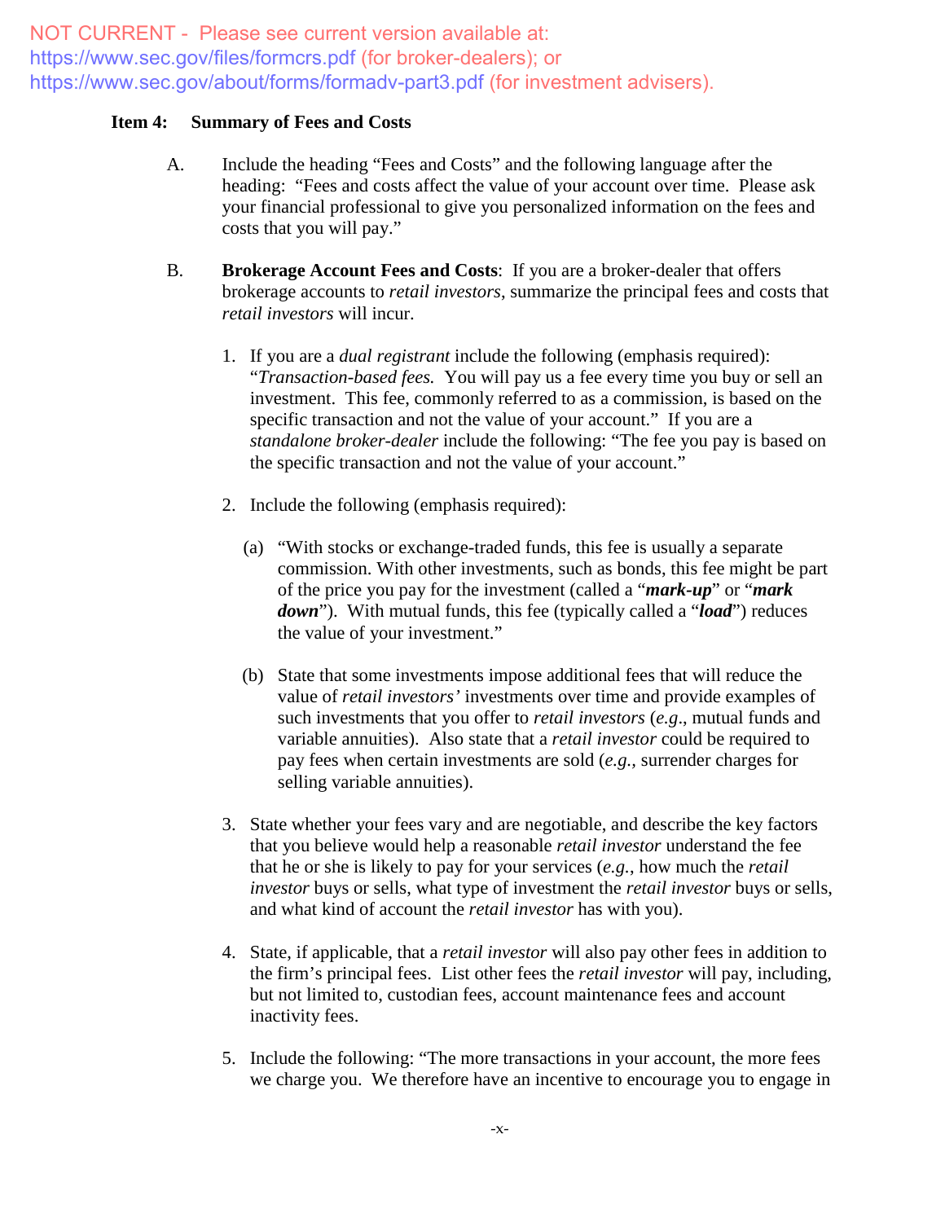NOT CURRENT - Please see current version available at:
https://www.sec.gov/files/formcrs.pdf (for broker-dealers); or
https://www.sec.gov/about/forms/formadv-part3.pdf (for investment advisers).

**Item 4: Summary of Fees and Costs**

A. Include the heading "Fees and Costs" and the following language after the heading: "Fees and costs affect the value of your account over time. Please ask your financial professional to give you personalized information on the fees and costs that you will pay."

B. **Brokerage Account Fees and Costs**: If you are a broker-dealer that offers brokerage accounts to *retail investors*, summarize the principal fees and costs that *retail investors* will incur.

1. If you are a *dual registrant* include the following (emphasis required): "*Transaction-based fees.* You will pay us a fee every time you buy or sell an investment. This fee, commonly referred to as a commission, is based on the specific transaction and not the value of your account." If you are a *standalone broker-dealer* include the following: "The fee you pay is based on the specific transaction and not the value of your account."

2. Include the following (emphasis required):

   (a) "With stocks or exchange-traded funds, this fee is usually a separate commission. With other investments, such as bonds, this fee might be part of the price you pay for the investment (called a "***mark-up***" or "***mark down***"). With mutual funds, this fee (typically called a "***load***") reduces the value of your investment."

   (b) State that some investments impose additional fees that will reduce the value of *retail investors'* investments over time and provide examples of such investments that you offer to *retail investors* (*e.g*., mutual funds and variable annuities). Also state that a *retail investor* could be required to pay fees when certain investments are sold (*e.g.*, surrender charges for selling variable annuities).

3. State whether your fees vary and are negotiable, and describe the key factors that you believe would help a reasonable *retail investor* understand the fee that he or she is likely to pay for your services (*e.g.*, how much the *retail investor* buys or sells, what type of investment the *retail investor* buys or sells, and what kind of account the *retail investor* has with you).

4. State, if applicable, that a *retail investor* will also pay other fees in addition to the firm's principal fees. List other fees the *retail investor* will pay, including, but not limited to, custodian fees, account maintenance fees and account inactivity fees.

5. Include the following: "The more transactions in your account, the more fees we charge you. We therefore have an incentive to encourage you to engage in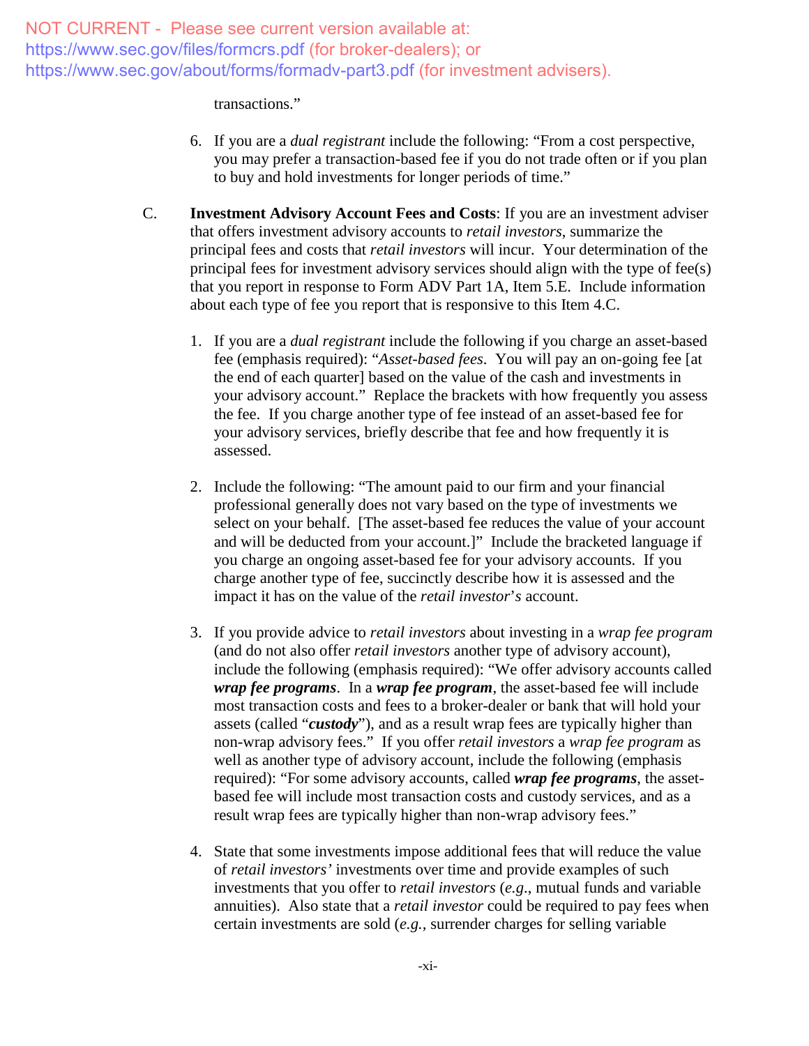NOT CURRENT - Please see current version available at: https://www.sec.gov/files/formcrs.pdf (for broker-dealers); or https://www.sec.gov/about/forms/formadv-part3.pdf (for investment advisers).

transactions."

6. If you are a *dual registrant* include the following: "From a cost perspective, you may prefer a transaction-based fee if you do not trade often or if you plan to buy and hold investments for longer periods of time."

C. **Investment Advisory Account Fees and Costs**: If you are an investment adviser that offers investment advisory accounts to *retail investors*, summarize the principal fees and costs that *retail investors* will incur. Your determination of the principal fees for investment advisory services should align with the type of fee(s) that you report in response to Form ADV Part 1A, Item 5.E. Include information about each type of fee you report that is responsive to this Item 4.C.

1. If you are a *dual registrant* include the following if you charge an asset-based fee (emphasis required): "*Asset-based fees*. You will pay an on-going fee [at the end of each quarter] based on the value of the cash and investments in your advisory account." Replace the brackets with how frequently you assess the fee. If you charge another type of fee instead of an asset-based fee for your advisory services, briefly describe that fee and how frequently it is assessed.

2. Include the following: "The amount paid to our firm and your financial professional generally does not vary based on the type of investments we select on your behalf. [The asset-based fee reduces the value of your account and will be deducted from your account.]" Include the bracketed language if you charge an ongoing asset-based fee for your advisory accounts. If you charge another type of fee, succinctly describe how it is assessed and the impact it has on the value of the *retail investor's* account.

3. If you provide advice to *retail investors* about investing in a *wrap fee program* (and do not also offer *retail investors* another type of advisory account), include the following (emphasis required): "We offer advisory accounts called ***wrap fee programs***. In a ***wrap fee program***, the asset-based fee will include most transaction costs and fees to a broker-dealer or bank that will hold your assets (called "***custody***"), and as a result wrap fees are typically higher than non-wrap advisory fees." If you offer *retail investors* a *wrap fee program* as well as another type of advisory account, include the following (emphasis required): "For some advisory accounts, called ***wrap fee programs***, the asset-based fee will include most transaction costs and custody services, and as a result wrap fees are typically higher than non-wrap advisory fees."

4. State that some investments impose additional fees that will reduce the value of *retail investors'* investments over time and provide examples of such investments that you offer to *retail investors* (*e.g.*, mutual funds and variable annuities). Also state that a *retail investor* could be required to pay fees when certain investments are sold (*e.g.,* surrender charges for selling variable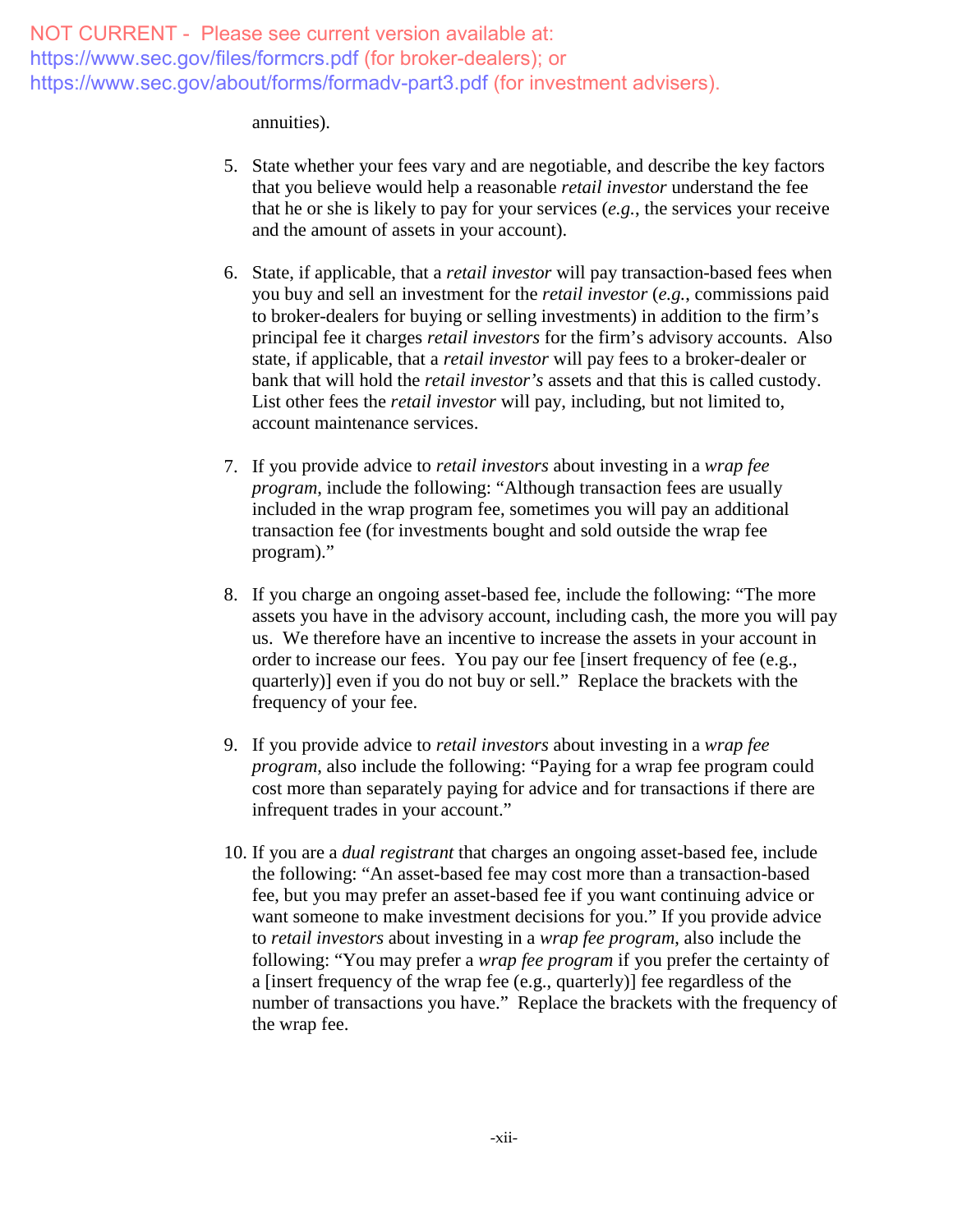NOT CURRENT - Please see current version available at:
https://www.sec.gov/files/formcrs.pdf (for broker-dealers); or
https://www.sec.gov/about/forms/formadv-part3.pdf (for investment advisers).

annuities).

5. State whether your fees vary and are negotiable, and describe the key factors that you believe would help a reasonable *retail investor* understand the fee that he or she is likely to pay for your services (*e.g.*, the services your receive and the amount of assets in your account).

6. State, if applicable, that a *retail investor* will pay transaction-based fees when you buy and sell an investment for the *retail investor* (*e.g.*, commissions paid to broker-dealers for buying or selling investments) in addition to the firm's principal fee it charges *retail investors* for the firm's advisory accounts. Also state, if applicable, that a *retail investor* will pay fees to a broker-dealer or bank that will hold the *retail investor's* assets and that this is called custody. List other fees the *retail investor* will pay, including, but not limited to, account maintenance services.

7. If you provide advice to *retail investors* about investing in a *wrap fee program*, include the following: "Although transaction fees are usually included in the wrap program fee, sometimes you will pay an additional transaction fee (for investments bought and sold outside the wrap fee program)."

8. If you charge an ongoing asset-based fee, include the following: "The more assets you have in the advisory account, including cash, the more you will pay us. We therefore have an incentive to increase the assets in your account in order to increase our fees. You pay our fee [insert frequency of fee (e.g., quarterly)] even if you do not buy or sell." Replace the brackets with the frequency of your fee.

9. If you provide advice to *retail investors* about investing in a *wrap fee program*, also include the following: "Paying for a wrap fee program could cost more than separately paying for advice and for transactions if there are infrequent trades in your account."

10. If you are a *dual registrant* that charges an ongoing asset-based fee, include the following: "An asset-based fee may cost more than a transaction-based fee, but you may prefer an asset-based fee if you want continuing advice or want someone to make investment decisions for you." If you provide advice to *retail investors* about investing in a *wrap fee program*, also include the following: "You may prefer a *wrap fee program* if you prefer the certainty of a [insert frequency of the wrap fee (e.g., quarterly)] fee regardless of the number of transactions you have." Replace the brackets with the frequency of the wrap fee.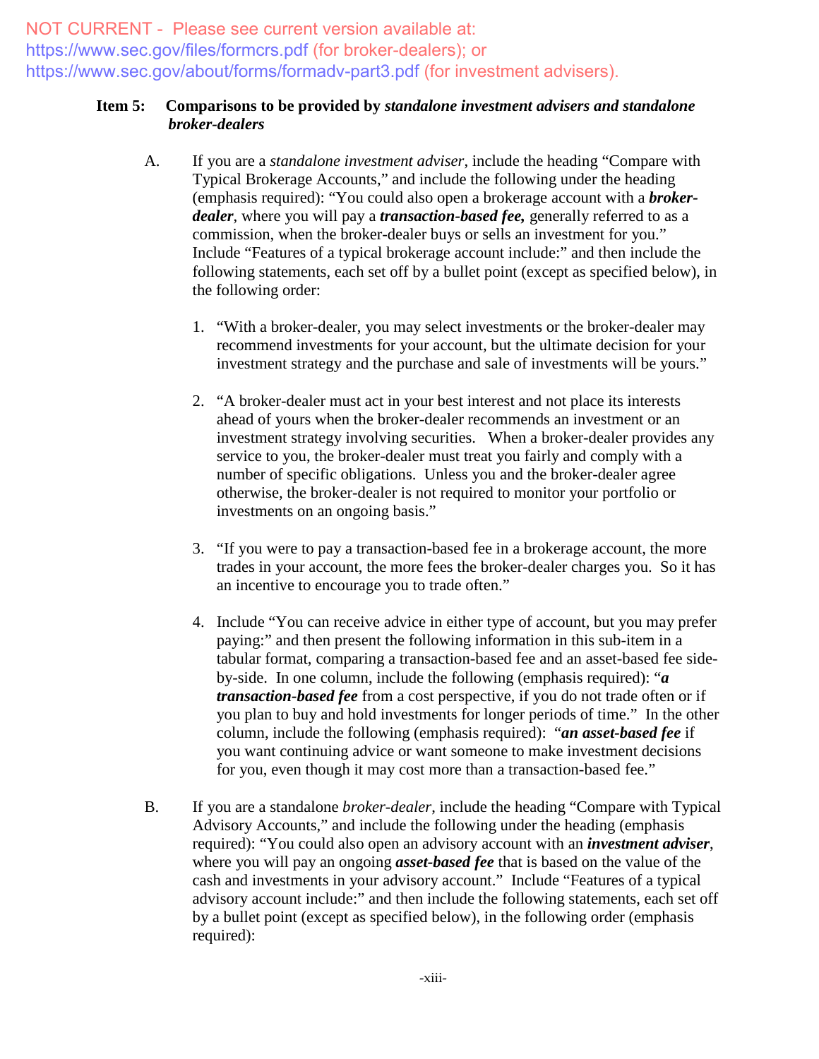NOT CURRENT - Please see current version available at:
https://www.sec.gov/files/formcrs.pdf (for broker-dealers); or
https://www.sec.gov/about/forms/formadv-part3.pdf (for investment advisers).

**Item 5: Comparisons to be provided by *standalone investment advisers and standalone broker-dealers***

A. If you are a *standalone investment adviser*, include the heading "Compare with Typical Brokerage Accounts," and include the following under the heading (emphasis required): "You could also open a brokerage account with a ***broker-dealer***, where you will pay a ***transaction-based fee,*** generally referred to as a commission, when the broker-dealer buys or sells an investment for you." Include "Features of a typical brokerage account include:" and then include the following statements, each set off by a bullet point (except as specified below), in the following order:

1. "With a broker-dealer, you may select investments or the broker-dealer may recommend investments for your account, but the ultimate decision for your investment strategy and the purchase and sale of investments will be yours."

2. "A broker-dealer must act in your best interest and not place its interests ahead of yours when the broker-dealer recommends an investment or an investment strategy involving securities. When a broker-dealer provides any service to you, the broker-dealer must treat you fairly and comply with a number of specific obligations. Unless you and the broker-dealer agree otherwise, the broker-dealer is not required to monitor your portfolio or investments on an ongoing basis."

3. "If you were to pay a transaction-based fee in a brokerage account, the more trades in your account, the more fees the broker-dealer charges you. So it has an incentive to encourage you to trade often."

4. Include "You can receive advice in either type of account, but you may prefer paying:" and then present the following information in this sub-item in a tabular format, comparing a transaction-based fee and an asset-based fee side-by-side. In one column, include the following (emphasis required): "***a transaction-based fee*** from a cost perspective, if you do not trade often or if you plan to buy and hold investments for longer periods of time." In the other column, include the following (emphasis required): "***an asset-based fee*** if you want continuing advice or want someone to make investment decisions for you, even though it may cost more than a transaction-based fee."

B. If you are a standalone *broker-dealer*, include the heading "Compare with Typical Advisory Accounts," and include the following under the heading (emphasis required): "You could also open an advisory account with an ***investment adviser***, where you will pay an ongoing ***asset-based fee*** that is based on the value of the cash and investments in your advisory account." Include "Features of a typical advisory account include:" and then include the following statements, each set off by a bullet point (except as specified below), in the following order (emphasis required):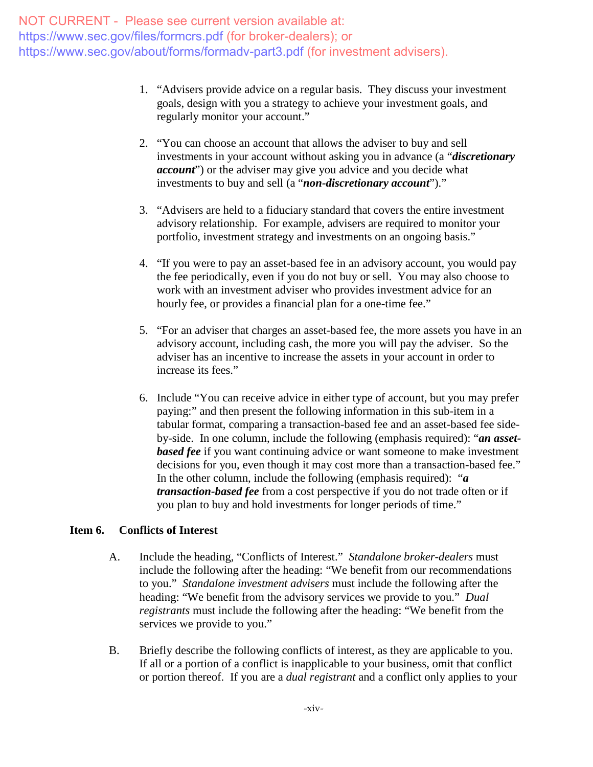NOT CURRENT - Please see current version available at:
https://www.sec.gov/files/formcrs.pdf (for broker-dealers); or
https://www.sec.gov/about/forms/formadv-part3.pdf (for investment advisers).

1. "Advisers provide advice on a regular basis. They discuss your investment goals, design with you a strategy to achieve your investment goals, and regularly monitor your account."

2. "You can choose an account that allows the adviser to buy and sell investments in your account without asking you in advance (a "***discretionary account***") or the adviser may give you advice and you decide what investments to buy and sell (a "***non-discretionary account***")."

3. "Advisers are held to a fiduciary standard that covers the entire investment advisory relationship. For example, advisers are required to monitor your portfolio, investment strategy and investments on an ongoing basis."

4. "If you were to pay an asset-based fee in an advisory account, you would pay the fee periodically, even if you do not buy or sell. You may also choose to work with an investment adviser who provides investment advice for an hourly fee, or provides a financial plan for a one-time fee."

5. "For an adviser that charges an asset-based fee, the more assets you have in an advisory account, including cash, the more you will pay the adviser. So the adviser has an incentive to increase the assets in your account in order to increase its fees."

6. Include "You can receive advice in either type of account, but you may prefer paying:" and then present the following information in this sub-item in a tabular format, comparing a transaction-based fee and an asset-based fee side-by-side. In one column, include the following (emphasis required): "***an asset-based fee*** if you want continuing advice or want someone to make investment decisions for you, even though it may cost more than a transaction-based fee." In the other column, include the following (emphasis required): "***a transaction-based fee*** from a cost perspective if you do not trade often or if you plan to buy and hold investments for longer periods of time."

### Item 6. Conflicts of Interest

A. Include the heading, "Conflicts of Interest." *Standalone broker-dealers* must include the following after the heading: "We benefit from our recommendations to you." *Standalone investment advisers* must include the following after the heading: "We benefit from the advisory services we provide to you." *Dual registrants* must include the following after the heading: "We benefit from the services we provide to you."

B. Briefly describe the following conflicts of interest, as they are applicable to you. If all or a portion of a conflict is inapplicable to your business, omit that conflict or portion thereof. If you are a *dual registrant* and a conflict only applies to your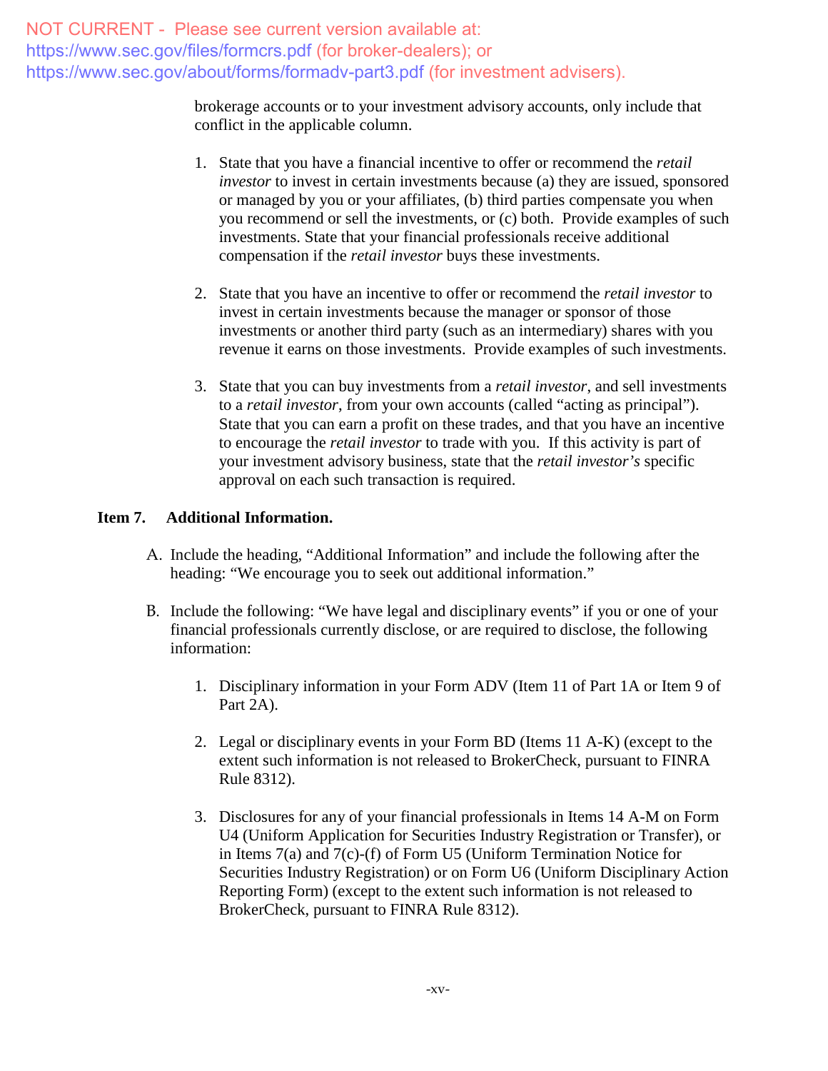NOT CURRENT - Please see current version available at:
https://www.sec.gov/files/formcrs.pdf (for broker-dealers); or
https://www.sec.gov/about/forms/formadv-part3.pdf (for investment advisers).

brokerage accounts or to your investment advisory accounts, only include that conflict in the applicable column.

1. State that you have a financial incentive to offer or recommend the *retail investor* to invest in certain investments because (a) they are issued, sponsored or managed by you or your affiliates, (b) third parties compensate you when you recommend or sell the investments, or (c) both. Provide examples of such investments. State that your financial professionals receive additional compensation if the *retail investor* buys these investments.

2. State that you have an incentive to offer or recommend the *retail investor* to invest in certain investments because the manager or sponsor of those investments or another third party (such as an intermediary) shares with you revenue it earns on those investments. Provide examples of such investments.

3. State that you can buy investments from a *retail investor*, and sell investments to a *retail investor*, from your own accounts (called "acting as principal"). State that you can earn a profit on these trades, and that you have an incentive to encourage the *retail investor* to trade with you. If this activity is part of your investment advisory business, state that the *retail investor's* specific approval on each such transaction is required.

**Item 7. Additional Information.**

A. Include the heading, "Additional Information" and include the following after the heading: "We encourage you to seek out additional information."

B. Include the following: "We have legal and disciplinary events" if you or one of your financial professionals currently disclose, or are required to disclose, the following information:

   1. Disciplinary information in your Form ADV (Item 11 of Part 1A or Item 9 of Part 2A).

   2. Legal or disciplinary events in your Form BD (Items 11 A-K) (except to the extent such information is not released to BrokerCheck, pursuant to FINRA Rule 8312).

   3. Disclosures for any of your financial professionals in Items 14 A-M on Form U4 (Uniform Application for Securities Industry Registration or Transfer), or in Items 7(a) and 7(c)-(f) of Form U5 (Uniform Termination Notice for Securities Industry Registration) or on Form U6 (Uniform Disciplinary Action Reporting Form) (except to the extent such information is not released to BrokerCheck, pursuant to FINRA Rule 8312).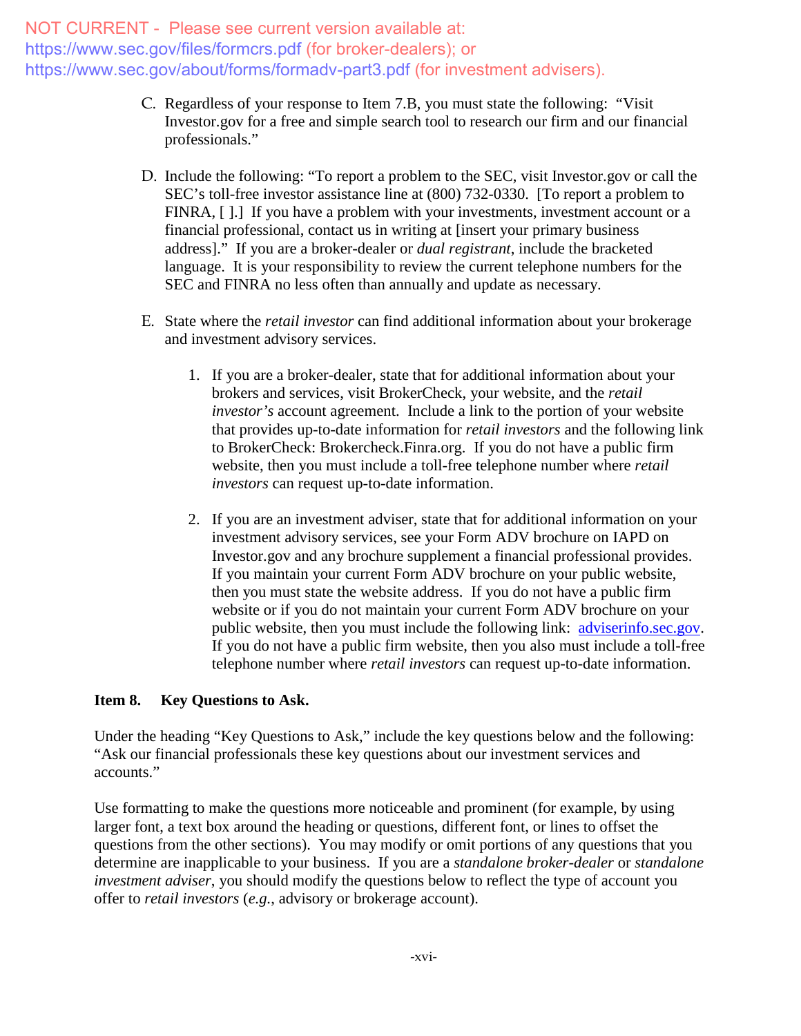NOT CURRENT - Please see current version available at: https://www.sec.gov/files/formcrs.pdf (for broker-dealers); or https://www.sec.gov/about/forms/formadv-part3.pdf (for investment advisers).

C. Regardless of your response to Item 7.B, you must state the following: "Visit Investor.gov for a free and simple search tool to research our firm and our financial professionals."

D. Include the following: "To report a problem to the SEC, visit Investor.gov or call the SEC's toll-free investor assistance line at (800) 732-0330. [To report a problem to FINRA, [ ].] If you have a problem with your investments, investment account or a financial professional, contact us in writing at [insert your primary business address]." If you are a broker-dealer or *dual registrant*, include the bracketed language. It is your responsibility to review the current telephone numbers for the SEC and FINRA no less often than annually and update as necessary.

E. State where the *retail investor* can find additional information about your brokerage and investment advisory services.

1. If you are a broker-dealer, state that for additional information about your brokers and services, visit BrokerCheck, your website, and the *retail investor's* account agreement. Include a link to the portion of your website that provides up-to-date information for *retail investors* and the following link to BrokerCheck: Brokercheck.Finra.org. If you do not have a public firm website, then you must include a toll-free telephone number where *retail investors* can request up-to-date information.

2. If you are an investment adviser, state that for additional information on your investment advisory services, see your Form ADV brochure on IAPD on Investor.gov and any brochure supplement a financial professional provides. If you maintain your current Form ADV brochure on your public website, then you must state the website address. If you do not have a public firm website or if you do not maintain your current Form ADV brochure on your public website, then you must include the following link: adviserinfo.sec.gov. If you do not have a public firm website, then you also must include a toll-free telephone number where *retail investors* can request up-to-date information.

**Item 8. Key Questions to Ask.**

Under the heading "Key Questions to Ask," include the key questions below and the following: "Ask our financial professionals these key questions about our investment services and accounts."

Use formatting to make the questions more noticeable and prominent (for example, by using larger font, a text box around the heading or questions, different font, or lines to offset the questions from the other sections). You may modify or omit portions of any questions that you determine are inapplicable to your business. If you are a *standalone broker-dealer* or *standalone investment adviser*, you should modify the questions below to reflect the type of account you offer to *retail investors* (*e.g.*, advisory or brokerage account).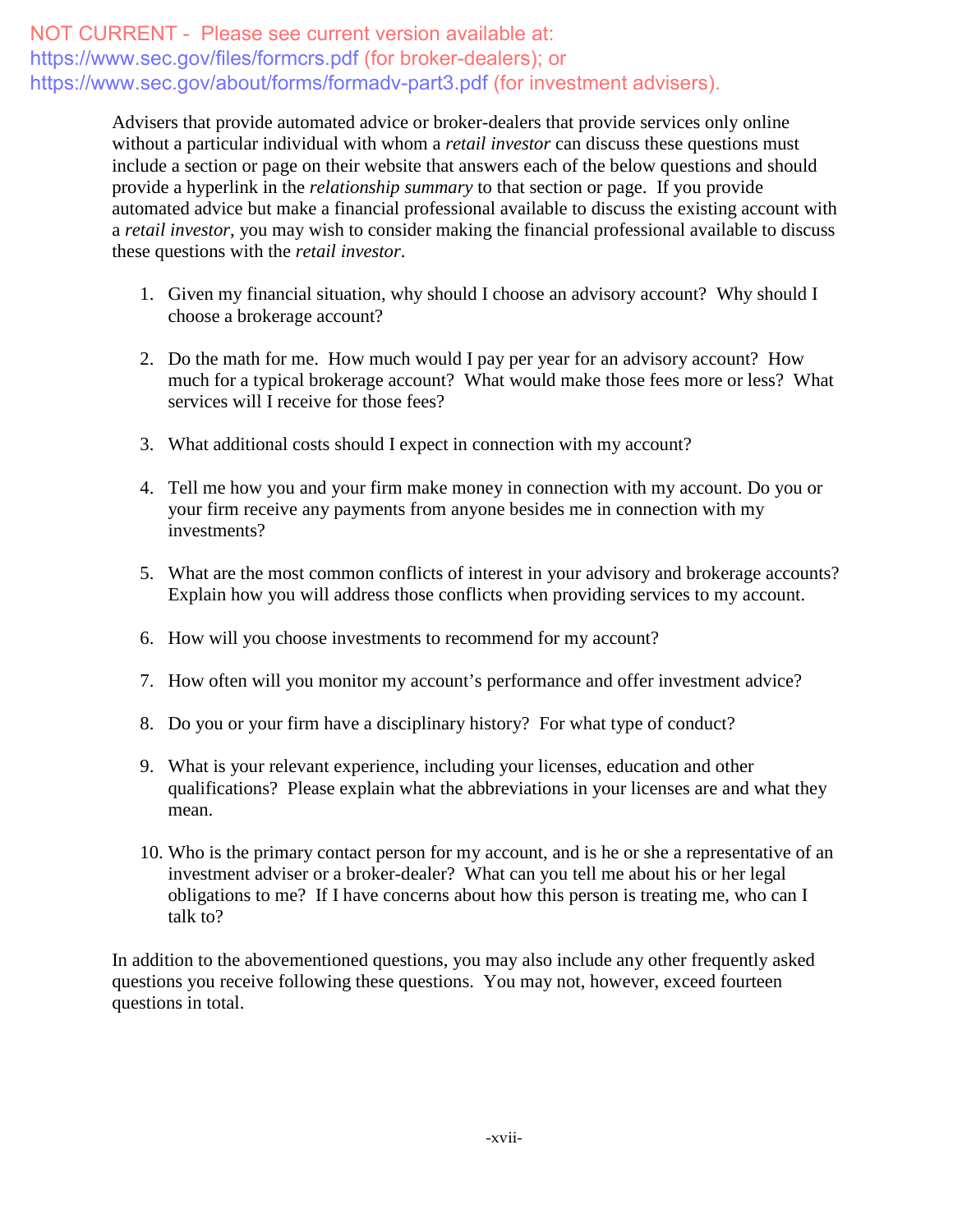NOT CURRENT - Please see current version available at:
https://www.sec.gov/files/formcrs.pdf (for broker-dealers); or
https://www.sec.gov/about/forms/formadv-part3.pdf (for investment advisers).

Advisers that provide automated advice or broker-dealers that provide services only online without a particular individual with whom a *retail investor* can discuss these questions must include a section or page on their website that answers each of the below questions and should provide a hyperlink in the *relationship summary* to that section or page. If you provide automated advice but make a financial professional available to discuss the existing account with a *retail investor*, you may wish to consider making the financial professional available to discuss these questions with the *retail investor*.

1. Given my financial situation, why should I choose an advisory account? Why should I choose a brokerage account?

2. Do the math for me. How much would I pay per year for an advisory account? How much for a typical brokerage account? What would make those fees more or less? What services will I receive for those fees?

3. What additional costs should I expect in connection with my account?

4. Tell me how you and your firm make money in connection with my account. Do you or your firm receive any payments from anyone besides me in connection with my investments?

5. What are the most common conflicts of interest in your advisory and brokerage accounts? Explain how you will address those conflicts when providing services to my account.

6. How will you choose investments to recommend for my account?

7. How often will you monitor my account's performance and offer investment advice?

8. Do you or your firm have a disciplinary history? For what type of conduct?

9. What is your relevant experience, including your licenses, education and other qualifications? Please explain what the abbreviations in your licenses are and what they mean.

10. Who is the primary contact person for my account, and is he or she a representative of an investment adviser or a broker-dealer? What can you tell me about his or her legal obligations to me? If I have concerns about how this person is treating me, who can I talk to?

In addition to the abovementioned questions, you may also include any other frequently asked questions you receive following these questions. You may not, however, exceed fourteen questions in total.